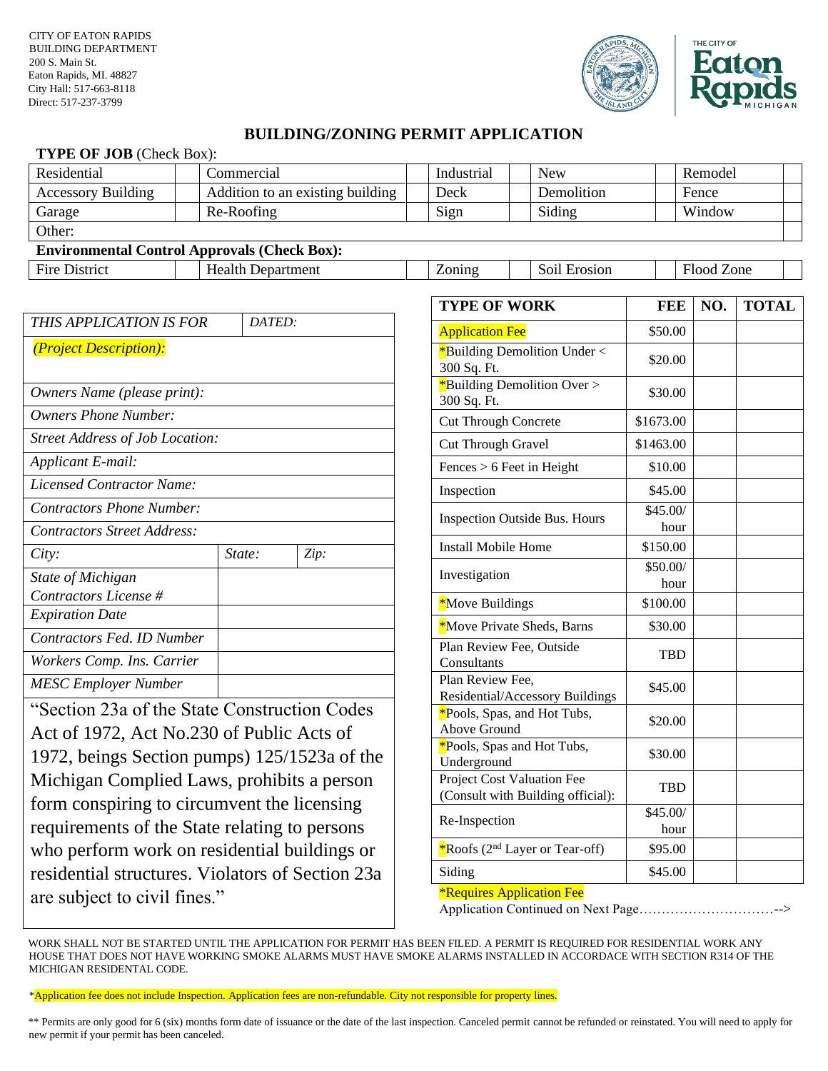CITY OF EATON RAPIDS
BUILDING DEPARTMENT
200 S. Main St.
Eaton Rapids, MI. 48827
City Hall: 517-663-8118
Direct: 517-237-3799

THE CITY OF Eaton Rapids MICHIGAN

# BUILDING/ZONING PERMIT APPLICATION

**TYPE OF JOB** (Check Box):

| Residential | | Commercial | | Industrial | | New | | Remodel | |
|---|---|---|---|---|---|---|---|---|---|
| Accessory Building | | Addition to an existing building | | Deck | | Demolition | | Fence | |
| Garage | | Re-Roofing | | Sign | | Siding | | Window | |
| Other: | | | | | | | | | |

**Environmental Control Approvals (Check Box):**

| Fire District | | Health Department | | Zoning | | Soil Erosion | | Flood Zone | |
|---|---|---|---|---|---|---|---|---|---|

| *THIS APPLICATION IS FOR* | *DATED:* | |
|---|---|---|
| *(Project Description):* | | |
| *Owners Name (please print):* | | |
| *Owners Phone Number:* | | |
| *Street Address of Job Location:* | | |
| *Applicant E-mail:* | | |
| *Licensed Contractor Name:* | | |
| *Contractors Phone Number:* | | |
| *Contractors Street Address:* | | |
| *City:* | *State:* | *Zip:* |
| *State of Michigan Contractors License #* | | |
| *Expiration Date* | | |
| *Contractors Fed. ID Number* | | |
| *Workers Comp. Ins. Carrier* | | |
| *MESC Employer Number* | | |

"Section 23a of the State Construction Codes Act of 1972, Act No.230 of Public Acts of 1972, beings Section pumps) 125/1523a of the Michigan Complied Laws, prohibits a person form conspiring to circumvent the licensing requirements of the State relating to persons who perform work on residential buildings or residential structures. Violators of Section 23a are subject to civil fines."

| TYPE OF WORK | FEE | NO. | TOTAL |
|---|---|---|---|
| Application Fee | $50.00 | | |
| *Building Demolition Under < 300 Sq. Ft. | $20.00 | | |
| *Building Demolition Over > 300 Sq. Ft. | $30.00 | | |
| Cut Through Concrete | $1673.00 | | |
| Cut Through Gravel | $1463.00 | | |
| Fences > 6 Feet in Height | $10.00 | | |
| Inspection | $45.00 | | |
| Inspection Outside Bus. Hours | $45.00/ hour | | |
| Install Mobile Home | $150.00 | | |
| Investigation | $50.00/ hour | | |
| *Move Buildings | $100.00 | | |
| *Move Private Sheds, Barns | $30.00 | | |
| Plan Review Fee, Outside Consultants | TBD | | |
| Plan Review Fee, Residential/Accessory Buildings | $45.00 | | |
| *Pools, Spas, and Hot Tubs, Above Ground | $20.00 | | |
| *Pools, Spas and Hot Tubs, Underground | $30.00 | | |
| Project Cost Valuation Fee (Consult with Building official): | TBD | | |
| Re-Inspection | $45.00/ hour | | |
| *Roofs (2nd Layer or Tear-off) | $95.00 | | |
| Siding | $45.00 | | |

*Requires Application Fee

Application Continued on Next Page…………………………-->

WORK SHALL NOT BE STARTED UNTIL THE APPLICATION FOR PERMIT HAS BEEN FILED. A PERMIT IS REQUIRED FOR RESIDENTIAL WORK ANY HOUSE THAT DOES NOT HAVE WORKING SMOKE ALARMS MUST HAVE SMOKE ALARMS INSTALLED IN ACCORDACE WITH SECTION R314 OF THE MICHIGAN RESIDENTAL CODE.

*Application fee does not include Inspection. Application fees are non-refundable. City not responsible for property lines.

** Permits are only good for 6 (six) months form date of issuance or the date of the last inspection. Canceled permit cannot be refunded or reinstated. You will need to apply for new permit if your permit has been canceled.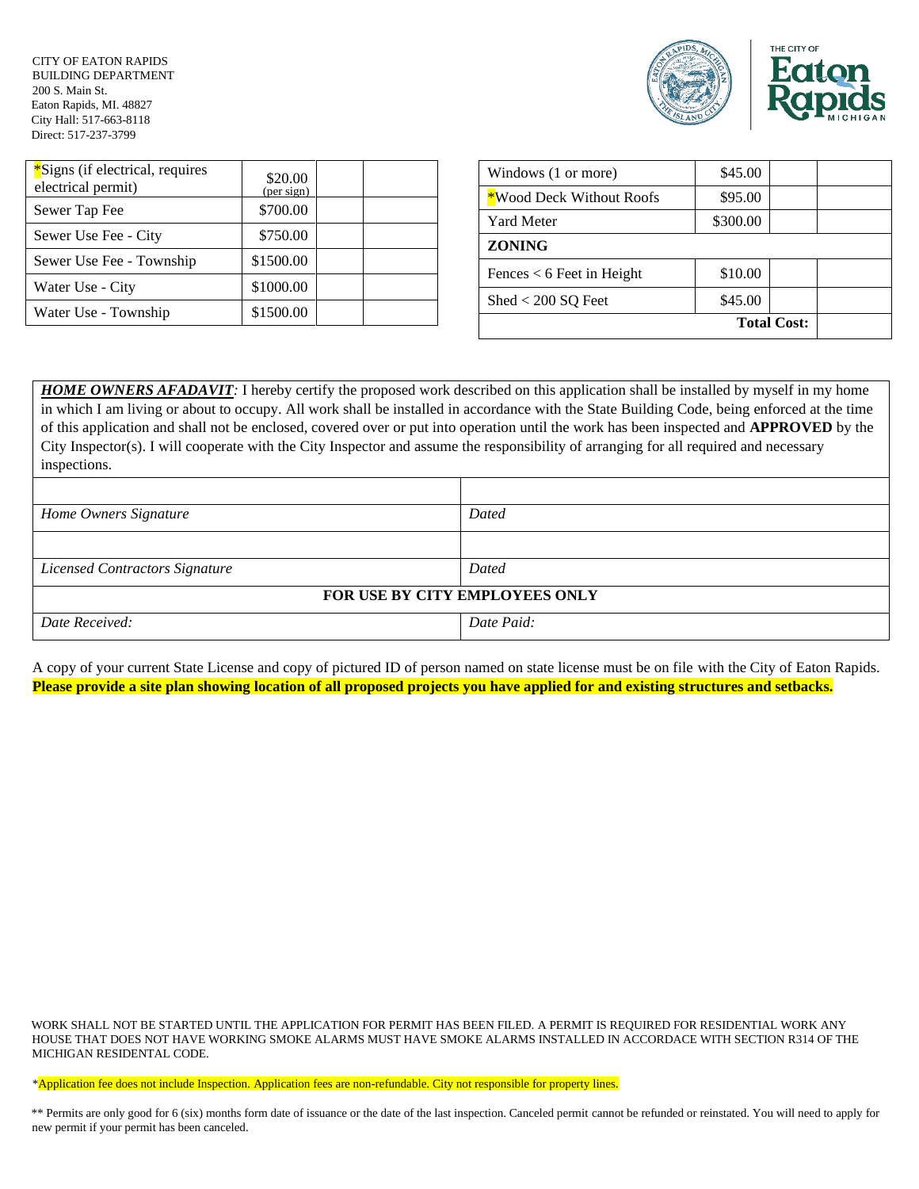CITY OF EATON RAPIDS
BUILDING DEPARTMENT
200 S. Main St.
Eaton Rapids, MI. 48827
City Hall: 517-663-8118
Direct: 517-237-3799

THE CITY OF Eaton Rapids MICHIGAN

| | | | |
|---|---|---|---|
| *Signs (if electrical, requires electrical permit) | $20.00 (per sign) | | |
| Sewer Tap Fee | $700.00 | | |
| Sewer Use Fee - City | $750.00 | | |
| Sewer Use Fee - Township | $1500.00 | | |
| Water Use - City | $1000.00 | | |
| Water Use - Township | $1500.00 | | |

| | | | |
|---|---|---|---|
| Windows (1 or more) | $45.00 | | |
| *Wood Deck Without Roofs | $95.00 | | |
| Yard Meter | $300.00 | | |
| **ZONING** | | | |
| Fences < 6 Feet in Height | $10.00 | | |
| Shed < 200 SQ Feet | $45.00 | | |
| | | **Total Cost:** | |

***HOME OWNERS AFADAVIT***: I hereby certify the proposed work described on this application shall be installed by myself in my home in which I am living or about to occupy. All work shall be installed in accordance with the State Building Code, being enforced at the time of this application and shall not be enclosed, covered over or put into operation until the work has been inspected and **APPROVED** by the City Inspector(s). I will cooperate with the City Inspector and assume the responsibility of arranging for all required and necessary inspections.

| | |
|---|---|
| | |
| *Home Owners Signature* | *Dated* |
| | |
| *Licensed Contractors Signature* | *Dated* |
| **FOR USE BY CITY EMPLOYEES ONLY** | |
| *Date Received:* | *Date Paid:* |

A copy of your current State License and copy of pictured ID of person named on state license must be on file with the City of Eaton Rapids.
**Please provide a site plan showing location of all proposed projects you have applied for and existing structures and setbacks.**

WORK SHALL NOT BE STARTED UNTIL THE APPLICATION FOR PERMIT HAS BEEN FILED. A PERMIT IS REQUIRED FOR RESIDENTIAL WORK ANY HOUSE THAT DOES NOT HAVE WORKING SMOKE ALARMS MUST HAVE SMOKE ALARMS INSTALLED IN ACCORDACE WITH SECTION R314 OF THE MICHIGAN RESIDENTAL CODE.

*Application fee does not include Inspection. Application fees are non-refundable. City not responsible for property lines.

** Permits are only good for 6 (six) months form date of issuance or the date of the last inspection. Canceled permit cannot be refunded or reinstated. You will need to apply for new permit if your permit has been canceled.